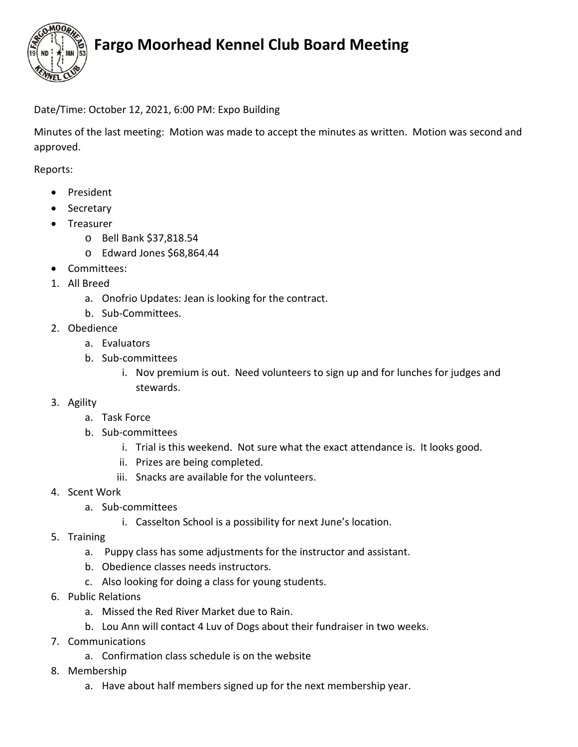# Fargo Moorhead Kennel Club Board Meeting

Date/Time: October 12, 2021, 6:00 PM: Expo Building

Minutes of the last meeting: Motion was made to accept the minutes as written. Motion was second and approved.

Reports:

- President
- Secretary
- Treasurer
  - Bell Bank $37,818.54
  - Edward Jones $68,864.44
- Committees:

1. All Breed
   a. Onofrio Updates: Jean is looking for the contract.
   b. Sub-Committees.
2. Obedience
   a. Evaluators
   b. Sub-committees
      i. Nov premium is out. Need volunteers to sign up and for lunches for judges and stewards.
3. Agility
   a. Task Force
   b. Sub-committees
      i. Trial is this weekend. Not sure what the exact attendance is. It looks good.
      ii. Prizes are being completed.
      iii. Snacks are available for the volunteers.
4. Scent Work
   a. Sub-committees
      i. Casselton School is a possibility for next June's location.
5. Training
   a. Puppy class has some adjustments for the instructor and assistant.
   b. Obedience classes needs instructors.
   c. Also looking for doing a class for young students.
6. Public Relations
   a. Missed the Red River Market due to Rain.
   b. Lou Ann will contact 4 Luv of Dogs about their fundraiser in two weeks.
7. Communications
   a. Confirmation class schedule is on the website
8. Membership
   a. Have about half members signed up for the next membership year.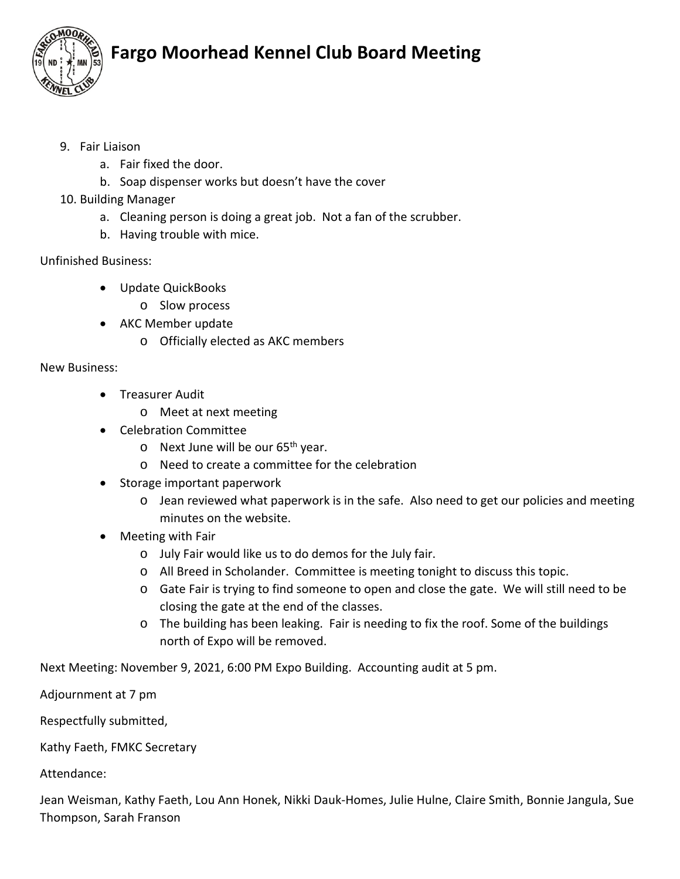# Fargo Moorhead Kennel Club Board Meeting

9. Fair Liaison
    a. Fair fixed the door.
    b. Soap dispenser works but doesn't have the cover
10. Building Manager
    a. Cleaning person is doing a great job. Not a fan of the scrubber.
    b. Having trouble with mice.

Unfinished Business:

- Update QuickBooks
    - Slow process
- AKC Member update
    - Officially elected as AKC members

New Business:

- Treasurer Audit
    - Meet at next meeting
- Celebration Committee
    - Next June will be our 65th year.
    - Need to create a committee for the celebration
- Storage important paperwork
    - Jean reviewed what paperwork is in the safe. Also need to get our policies and meeting minutes on the website.
- Meeting with Fair
    - July Fair would like us to do demos for the July fair.
    - All Breed in Scholander. Committee is meeting tonight to discuss this topic.
    - Gate Fair is trying to find someone to open and close the gate. We will still need to be closing the gate at the end of the classes.
    - The building has been leaking. Fair is needing to fix the roof. Some of the buildings north of Expo will be removed.

Next Meeting: November 9, 2021, 6:00 PM Expo Building. Accounting audit at 5 pm.

Adjournment at 7 pm

Respectfully submitted,

Kathy Faeth, FMKC Secretary

Attendance:

Jean Weisman, Kathy Faeth, Lou Ann Honek, Nikki Dauk-Homes, Julie Hulne, Claire Smith, Bonnie Jangula, Sue Thompson, Sarah Franson